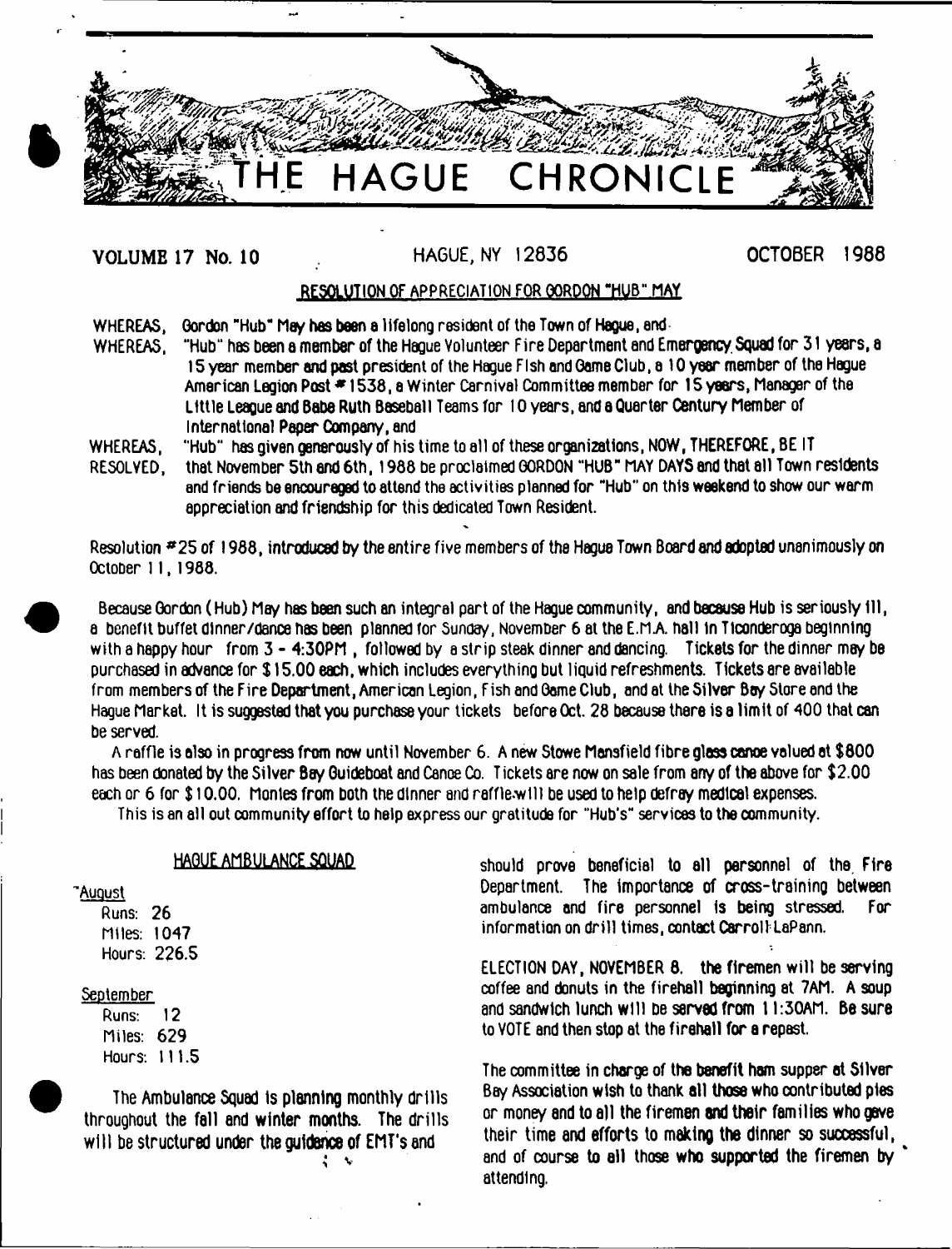# THE HAGUE CHRONICLE

**VOLUME 17 No. 10** HAGUE, NY 12836 **OCTOBER 1988**

## RESOLUTION OF APPRECIATION FOR GORDON "HUB" MAY

WHEREAS, Gordon "Hub" May has been a lifelong resident of the Town of Hague, and

WHEREAS, "Hub" has been a member of the Hague Volunteer Fire Department and Emergency Squad for 31 years, a 15 year member and past president of the Hague Fish and Game Club, a 10 year member of the Hague American Legion Post #1538, a Winter Carnival Committee member for 15 years, Manager of the Little League and Babe Ruth Baseball Teams for 10 years, and a Quarter Century Member of International Paper Company, and

WHEREAS, "Hub" has given generously of his time to all of these organizations, NOW, THEREFORE, BE IT

RESOLVED, that November 5th and 6th, 1988 be proclaimed GORDON "HUB" MAY DAYS and that all Town residents and friends be encouraged to attend the activities planned for "Hub" on this weekend to show our warm appreciation and friendship for this dedicated Town Resident.

Resolution #25 of 1988, introduced by the entire five members of the Hague Town Board and adopted unanimously on October 11, 1988.

Because Gordon (Hub) May has been such an integral part of the Hague community, and because Hub is seriously ill, a benefit buffet dinner/dance has been planned for Sunday, November 6 at the E.M.A. hall in Ticonderoga beginning with a happy hour from 3 - 4:30PM, followed by a strip steak dinner and dancing. Tickets for the dinner may be purchased in advance for $15.00 each, which includes everything but liquid refreshments. Tickets are available from members of the Fire Department, American Legion, Fish and Game Club, and at the Silver Bay Store and the Hague Market. It is suggested that you purchase your tickets before Oct. 28 because there is a limit of 400 that can be served.

A raffle is also in progress from now until November 6. A new Stowe Mansfield fibre glass canoe valued at $800 has been donated by the Silver Bay Guideboat and Canoe Co. Tickets are now on sale from any of the above for $2.00 each or 6 for $10.00. Monies from both the dinner and raffle will be used to help defray medical expenses.

This is an all out community effort to help express our gratitude for "Hub's" services to the community.

## HAGUE AMBULANCE SQUAD

August

Runs: 26
Miles: 1047
Hours: 226.5

September

Runs: 12
Miles: 629
Hours: 111.5

The Ambulance Squad is planning monthly drills throughout the fall and winter months. The drills will be structured under the guidance of EMT's and should prove beneficial to all personnel of the Fire Department. The importance of cross-training between ambulance and fire personnel is being stressed. For information on drill times, contact Carroll LaPann.

ELECTION DAY, NOVEMBER 8. the firemen will be serving coffee and donuts in the firehall beginning at 7AM. A soup and sandwich lunch will be served from 11:30AM. Be sure to VOTE and then stop at the firehall for a repast.

The committee in charge of the benefit ham supper at Silver Bay Association wish to thank all those who contributed pies or money and to all the firemen and their families who gave their time and efforts to making the dinner so successful, and of course to all those who supported the firemen by attending.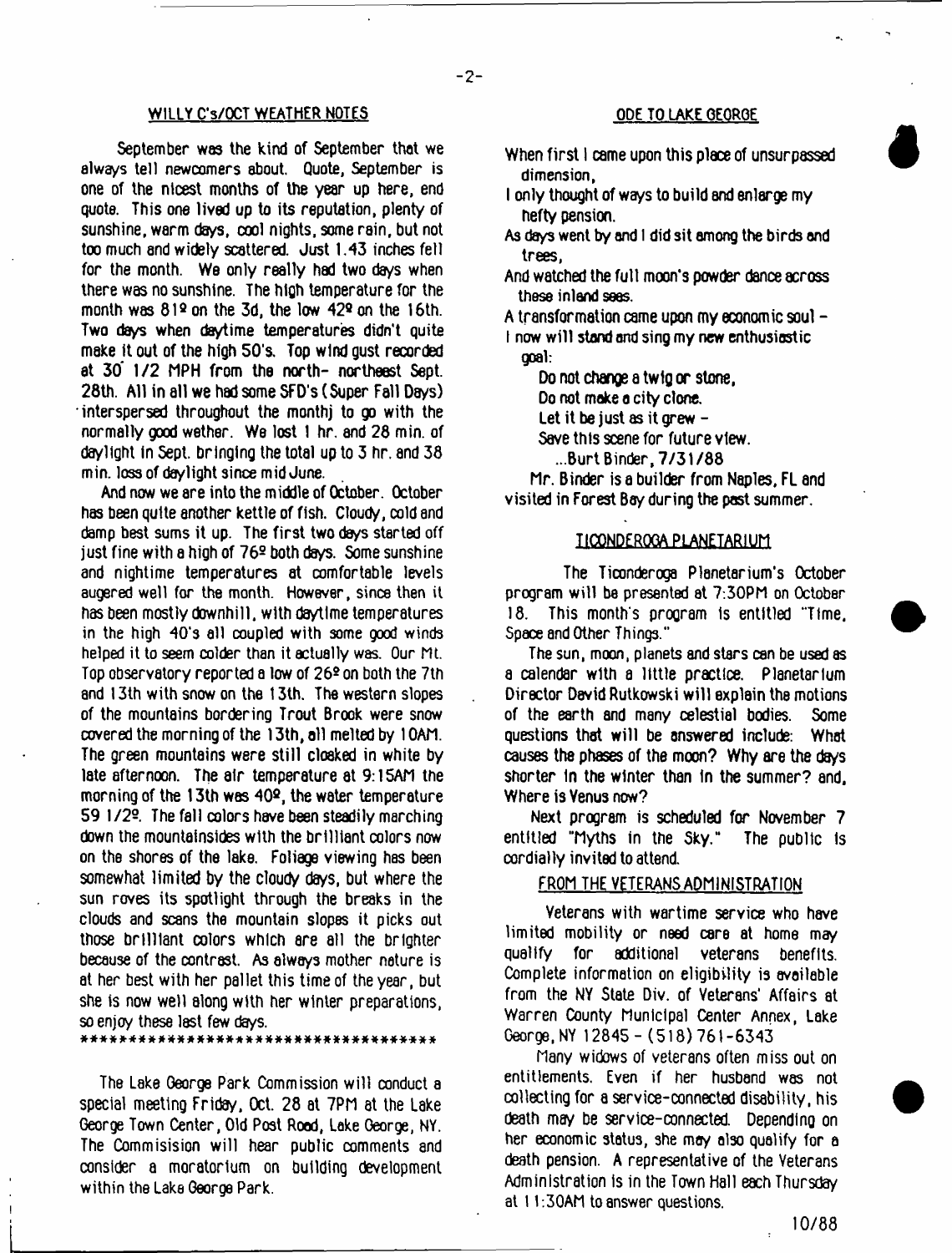## WILLY C's/OCT WEATHER NOTES

September was the kind of September that we always tell newcomers about. Quote, September is one of the nicest months of the year up here, end quote. This one lived up to its reputation, plenty of sunshine, warm days, cool nights, some rain, but not too much and widely scattered. Just 1.43 inches fell for the month. We only really had two days when there was no sunshine. The high temperature for the month was 81º on the 3d, the low 42º on the 16th. Two days when daytime temperatures didn't quite make it out of the high 50's. Top wind gust recorded at 30 1/2 MPH from the north- northeast Sept. 28th. All in all we had some SFD's (Super Fall Days) interspersed throughout the monthj to go with the normally good wether. We lost 1 hr. and 28 min. of daylight in Sept. bringing the total up to 3 hr. and 38 min. loss of daylight since mid June.

And now we are into the middle of October. October has been quite another kettle of fish. Cloudy, cold and damp best sums it up. The first two days started off just fine with a high of 76º both days. Some sunshine and nightime temperatures at comfortable levels augered well for the month. However, since then it has been mostly downhill, with daytime temperatures in the high 40's all coupled with some good winds helped it to seem colder than it actually was. Our Mt. Top observatory reported a low of 26º on both the 7th and 13th with snow on the 13th. The western slopes of the mountains bordering Trout Brook were snow covered the morning of the 13th, all melted by 10AM. The green mountains were still cloaked in white by late afternoon. The air temperature at 9:15AM the morning of the 13th was 40º, the water temperature 59 1/2º. The fall colors have been steadily marching down the mountainsides with the brilliant colors now on the shores of the lake. Foliage viewing has been somewhat limited by the cloudy days, but where the sun roves its spotlight through the breaks in the clouds and scans the mountain slopes it picks out those brilliant colors which are all the brighter because of the contrast. As always mother nature is at her best with her pallet this time of the year, but she is now well along with her winter preparations, so enjoy these last few days.

************************************

The Lake George Park Commission will conduct a special meeting Friday, Oct. 28 at 7PM at the Lake George Town Center, Old Post Road, Lake George, NY. The Commisision will hear public comments and consider a moratorium on building development within the Lake George Park.

## ODE TO LAKE GEORGE

When first I came upon this place of unsurpassed dimension,  
I only thought of ways to build and enlarge my hefty pension.  
As days went by and I did sit among the birds and trees,  
And watched the full moon's powder dance across these inland seas.  
A transformation came upon my economic soul –  
I now will stand and sing my new enthusiastic goal:

Do not change a twig or stone,  
Do not make a city clone.  
Let it be just as it grew –  
Save this scene for future view.

...Burt Binder, 7/31/88

Mr. Binder is a builder from Naples, FL and visited in Forest Bay during the past summer.

## TICONDEROGA PLANETARIUM

The Ticonderoga Planetarium's October program will be presented at 7:30PM on October 18. This month's program is entitled "Time, Space and Other Things."

The sun, moon, planets and stars can be used as a calendar with a little practice. Planetarium Director David Rutkowski will explain the motions of the earth and many celestial bodies. Some questions that will be answered include: What causes the phases of the moon? Why are the days shorter in the winter than in the summer? and, Where is Venus now?

Next program is scheduled for November 7 entitled "Myths in the Sky." The public is cordially invited to attend.

## FROM THE VETERANS ADMINISTRATION

Veterans with wartime service who have limited mobility or need care at home may qualify for additional veterans benefits. Complete information on eligibility is available from the NY State Div. of Veterans' Affairs at Warren County Municipal Center Annex, Lake George, NY 12845 - (518) 761-6343

Many widows of veterans often miss out on entitlements. Even if her husband was not collecting for a service-connected disability, his death may be service-connected. Depending on her economic status, she may also qualify for a death pension. A representative of the Veterans Administration is in the Town Hall each Thursday at 11:30AM to answer questions.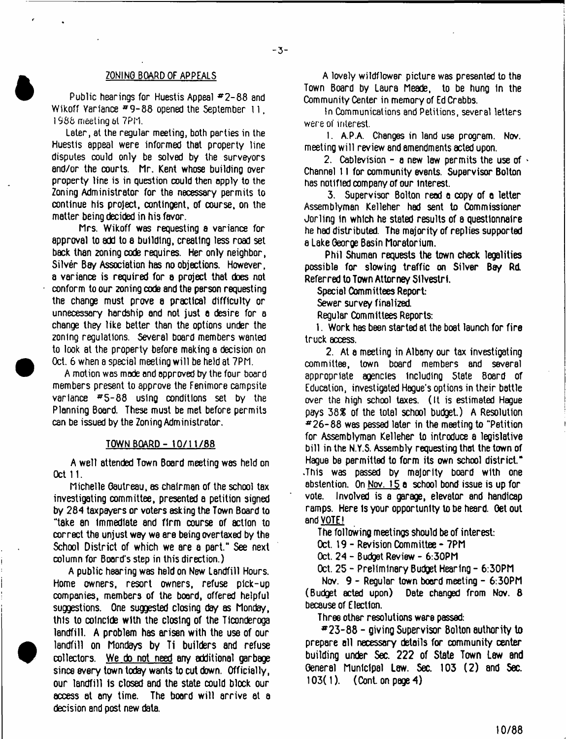## ZONING BOARD OF APPEALS

Public hearings for Huestis Appeal #2-88 and Wikoff Variance #9-88 opened the September 11, 1988 meeting at 7PM.

Later, at the regular meeting, both parties in the Huestis appeal were informed that property line disputes could only be solved by the surveyors and/or the courts. Mr. Kent whose building over property line is in question could then apply to the Zoning Administrator for the necessary permits to continue his project, contingent, of course, on the matter being decided in his favor.

Mrs. Wikoff was requesting a variance for approval to add to a building, creating less road set back than zoning code requires. Her only neighbor, Silver Bay Association has no objections. However, a variance is required for a project that does not conform to our zoning code and the person requesting the change must prove a practical difficulty or unnecessary hardship and not just a desire for a change they like better than the options under the zoning regulations. Several board members wanted to look at the property before making a decision on Oct. 6 when a special meeting will be held at 7PM.

A motion was made and approved by the four board members present to approve the Fenimore campsite variance #5-88 using conditions set by the Planning Board. These must be met before permits can be issued by the Zoning Administrator.

## TOWN BOARD - 10/11/88

A well attended Town Board meeting was held on Oct 11.

Michelle Gautreau, as chairman of the school tax investigating committee, presented a petition signed by 284 taxpayers or voters asking the Town Board to "take an immediate and firm course of action to correct the unjust way we are being overtaxed by the School District of which we are a part." See next column for Board's step in this direction.)

A public hearing was held on New Landfill Hours. Home owners, resort owners, refuse pick-up companies, members of the board, offered helpful suggestions. One suggested closing day as Monday, this to coincide with the closing of the Ticonderoga landfill. A problem has arisen with the use of our landfill on Mondays by Ti builders and refuse collectors. We do not need any additional garbage since every town today wants to cut down. Officially, our landfill is closed and the state could block our access at any time. The board will arrive at a decision and post new data.

A lovely wildflower picture was presented to the Town Board by Laura Meade, to be hung in the Community Center in memory of Ed Crabbs.

In Communications and Petitions, several letters were of interest.

1. A.P.A. Changes in land use program. Nov. meeting will review and amendments acted upon.

2. Cablevision - a new law permits the use of Channel 11 for community events. Supervisor Bolton has notified company of our interest.

3. Supervisor Bolton read a copy of a letter Assemblyman Kelleher had sent to Commissioner Jorling in which he stated results of a questionnaire he had distributed. The majority of replies supported a Lake George Basin Moratorium.

Phil Shuman requests the town check legalities possible for slowing traffic on Silver Bay Rd. Referred to Town Attorney Silvestri.

Special Committees Report:

Sewer survey finalized.

Regular Committees Reports:

1. Work has been started at the boat launch for fire truck access.

2. At a meeting in Albany our tax investigating committee, town board members and several appropriate agencies including State Board of Education, investigated Hague's options in their battle over the high school taxes. (It is estimated Hague pays 38% of the total school budget.) A Resolution #26-88 was passed later in the meeting to "Petition for Assemblyman Kelleher to introduce a legislative bill in the N.Y.S. Assembly requesting that the town of Hague be permitted to form its own school district." This was passed by majority board with one abstention. On Nov. 15 a school bond issue is up for vote. Involved is a garage, elevator and handicap ramps. Here is your opportunity to be heard. Get out and VOTE!

The following meetings should be of interest:

Oct. 19 - Revision Committee - 7PM

Oct. 24 - Budget Review - 6:30PM

Oct. 25 - Preliminary Budget Hearing - 6:30PM

Nov. 9 - Regular town board meeting - 6:30PM (Budget acted upon) Date changed from Nov. 8 because of Election.

Three other resolutions were passed:

#23-88 - giving Supervisor Bolton authority to prepare all necessary details for community center building under Sec. 222 of State Town Law and General Municipal Law. Sec. 103 (2) and Sec. 103(1). (Cont. on page 4)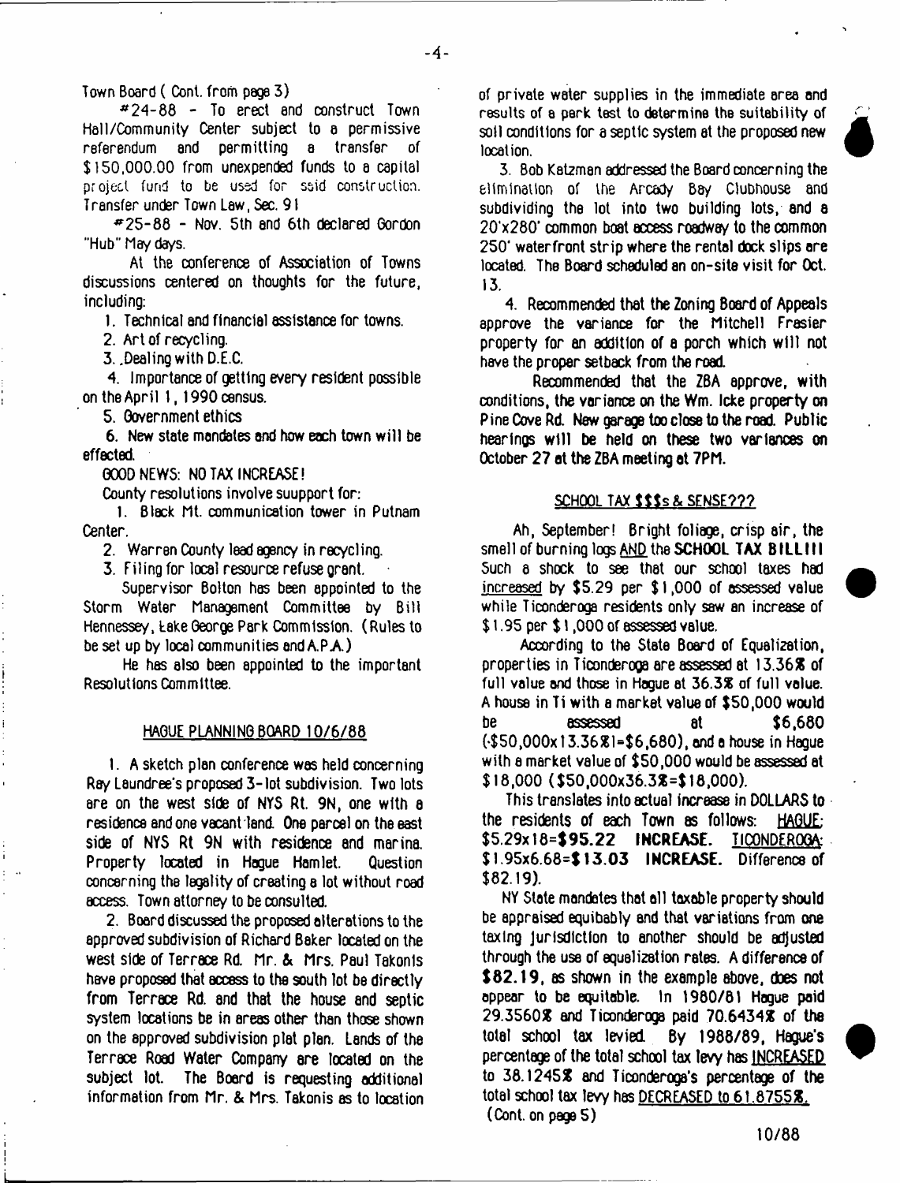Town Board ( Cont. from page 3)

#24-88 - To erect and construct Town Hall/Community Center subject to a permissive referendum and permitting a transfer of $150,000.00 from unexpended funds to a capital project fund to be used for said construction. Transfer under Town Law, Sec. 91

#25-88 - Nov. 5th and 6th declared Gordon "Hub" May days.

At the conference of Association of Towns discussions centered on thoughts for the future, including:

1. Technical and financial assistance for towns.
2. Art of recycling.
3. Dealing with D.E.C.
4. Importance of getting every resident possible on the April 1, 1990 census.
5. Government ethics
6. New state mandates and how each town will be effected.

GOOD NEWS: NO TAX INCREASE!

County resolutions involve suupport for:

1. Black Mt. communication tower in Putnam Center.
2. Warren County lead agency in recycling.
3. Filing for local resource refuse grant.

Supervisor Bolton has been appointed to the Storm Water Management Committee by Bill Hennessey, Lake George Park Commission. (Rules to be set up by local communities and A.P.A.)

He has also been appointed to the important Resolutions Committee.

## HAGUE PLANNING BOARD 10/6/88

1. A sketch plan conference was held concerning Ray Laundree's proposed 3-lot subdivision. Two lots are on the west side of NYS Rt. 9N, one with a residence and one vacant land. One parcel on the east side of NYS Rt 9N with residence and marina. Property located in Hague Hamlet. Question concerning the legality of creating a lot without road access. Town attorney to be consulted.

2. Board discussed the proposed alterations to the approved subdivision of Richard Baker located on the west side of Terrace Rd. Mr. & Mrs. Paul Takonis have proposed that access to the south lot be directly from Terrace Rd. and that the house and septic system locations be in areas other than those shown on the approved subdivision plat plan. Lands of the Terrace Road Water Company are located on the subject lot. The Board is requesting additional information from Mr. & Mrs. Takonis as to location of private water supplies in the immediate area and results of a perk test to determine the suitability of soil conditions for a septic system at the proposed new location.

3. Bob Katzman addressed the Board concerning the elimination of the Arcady Bay Clubhouse and subdividing the lot into two building lots, and a 20'x280' common boat access roadway to the common 250' waterfront strip where the rental dock slips are located. The Board scheduled an on-site visit for Oct. 13.

4. Recommended that the Zoning Board of Appeals approve the variance for the Mitchell Frasier property for an addition of a porch which will not have the proper setback from the road.

Recommended that the ZBA approve, with conditions, the variance on the Wm. Icke property on Pine Cove Rd. New garage too close to the road. Public hearings will be held on these two variances on October 27 at the ZBA meeting at 7PM.

## SCHOOL TAX $$$s & SENSE???

Ah, September! Bright foliage, crisp air, the smell of burning logs AND the **SCHOOL TAX BILL!!!** Such a shock to see that our school taxes had increased by $5.29 per $1,000 of assessed value while Ticonderoga residents only saw an increase of $1.95 per $1,000 of assessed value.

According to the State Board of Equalization, properties in Ticonderoga are assessed at 13.36% of full value and those in Hague at 36.3% of full value. A house in Ti with a market value of $50,000 would be assessed at $6,680 (-$50,000x13.36%1=$6,680), and a house in Hague with a market value of $50,000 would be assessed at $18,000 ($50,000x36.3%=$18,000).

This translates into actual increase in DOLLARS to the residents of each Town as follows: HAGUE: $5.29x18=**$95.22 INCREASE.** TICONDEROGA: $1.95x6.68=**$13.03 INCREASE.** Difference of $82.19).

NY State mandates that all taxable property should be appraised equibably and that variations from one taxing jurisdiction to another should be adjusted through the use of equalization rates. A difference of **$82.19**, as shown in the example above, does not appear to be equitable. In 1980/81 Hague paid 29.3560% and Ticonderoga paid 70.6434% of the total school tax levied. By 1988/89, Hague's percentage of the total school tax levy has INCREASED to 38.1245% and Ticonderoga's percentage of the total school tax levy has DECREASED to 61.8755%.

(Cont. on page 5)

10/88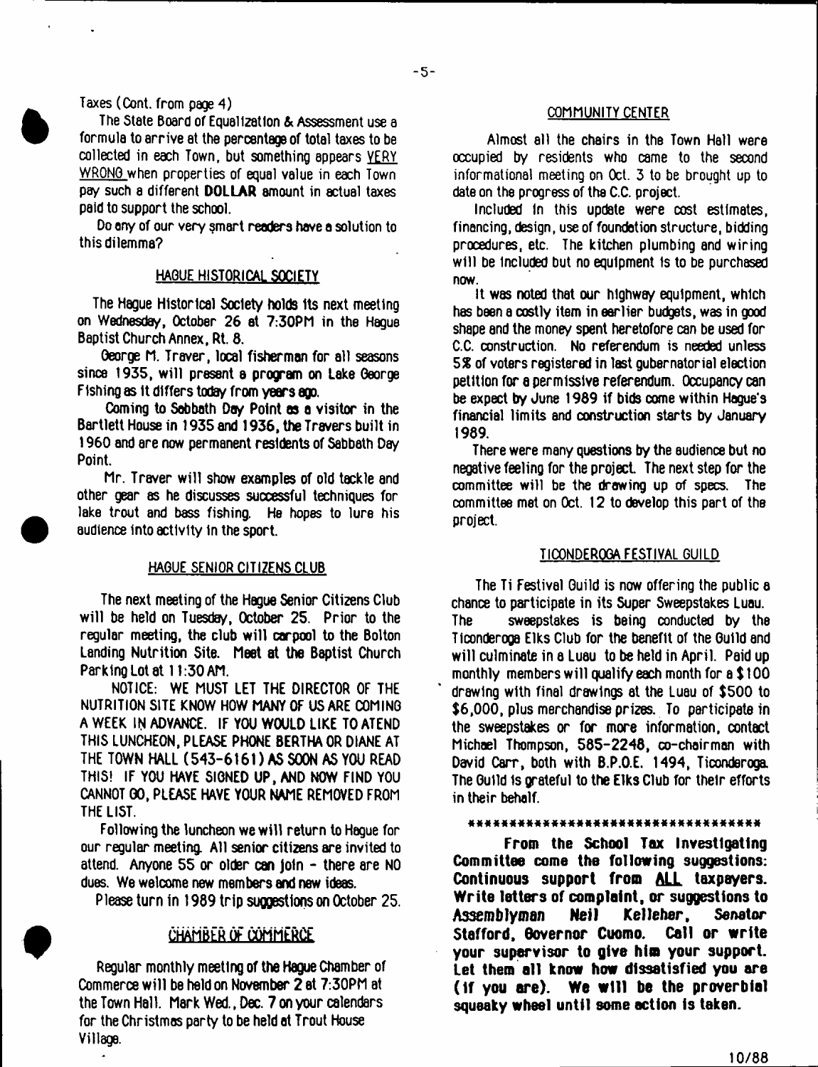Taxes (Cont. from page 4)

The State Board of Equalization & Assessment use a formula to arrive at the percentage of total taxes to be collected in each Town, but something appears VERY WRONG when properties of equal value in each Town pay such a different **DOLLAR** amount in actual taxes paid to support the school.

Do any of our very smart readers have a solution to this dilemma?

## HAGUE HISTORICAL SOCIETY

The Hague Historical Society holds its next meeting on Wednesday, October 26 at 7:30PM in the Hague Baptist Church Annex, Rt. 8.

George M. Traver, local fisherman for all seasons since 1935, will present a program on Lake George Fishing as it differs today from years ago.

Coming to Sabbath Day Point as a visitor in the Bartlett House in 1935 and 1936, the Travers built in 1960 and are now permanent residents of Sabbath Day Point.

Mr. Traver will show examples of old tackle and other gear as he discusses successful techniques for lake trout and bass fishing. He hopes to lure his audience into activity in the sport.

## HAGUE SENIOR CITIZENS CLUB

The next meeting of the Hague Senior Citizens Club will be held on Tuesday, October 25. Prior to the regular meeting, the club will carpool to the Bolton Landing Nutrition Site. Meet at the Baptist Church Parking Lot at 11:30 AM.

NOTICE: WE MUST LET THE DIRECTOR OF THE NUTRITION SITE KNOW HOW MANY OF US ARE COMING A WEEK IN ADVANCE. IF YOU WOULD LIKE TO ATEND THIS LUNCHEON, PLEASE PHONE BERTHA OR DIANE AT THE TOWN HALL (543-6161) AS SOON AS YOU READ THIS! IF YOU HAVE SIGNED UP, AND NOW FIND YOU CANNOT GO, PLEASE HAVE YOUR NAME REMOVED FROM THE LIST.

Following the luncheon we will return to Hague for our regular meeting. All senior citizens are invited to attend. Anyone 55 or older can join - there are NO dues. We welcome new members and new ideas.

Please turn in 1989 trip suggestions on October 25.

## CHAMBER OF COMMERCE

Regular monthly meeting of the Hague Chamber of Commerce will be held on November 2 at 7:30PM at the Town Hall. Mark Wed., Dec. 7 on your calendars for the Christmas party to be held at Trout House Village.

## COMMUNITY CENTER

Almost all the chairs in the Town Hall were occupied by residents who came to the second informational meeting on Oct. 3 to be brought up to date on the progress of the C.C. project.

Included in this update were cost estimates, financing, design, use of foundation structure, bidding procedures, etc. The kitchen plumbing and wiring will be included but no equipment is to be purchased now.

It was noted that our highway equipment, which has been a costly item in earlier budgets, was in good shape and the money spent heretofore can be used for C.C. construction. No referendum is needed unless 5% of voters registered in last gubernatorial election petition for a permissive referendum. Occupancy can be expect by June 1989 if bids come within Hague's financial limits and construction starts by January 1989.

There were many questions by the audience but no negative feeling for the project. The next step for the committee will be the drawing up of specs. The committee met on Oct. 12 to develop this part of the project.

## TICONDEROGA FESTIVAL GUILD

The Ti Festival Guild is now offering the public a chance to participate in its Super Sweepstakes Luau. The sweepstakes is being conducted by the Ticonderoga Elks Club for the benefit of the Guild and will culminate in a Luau to be held in April. Paid up monthly members will qualify each month for a $100 drawing with final drawings at the Luau of $500 to $6,000, plus merchandise prizes. To participate in the sweepstakes or for more information, contact Michael Thompson, 585-2248, co-chairman with David Carr, both with B.P.O.E. 1494, Ticonderoga. The Guild is grateful to the Elks Club for their efforts in their behalf.

**********************************

**From the School Tax Investigating Committee come the following suggestions: Continuous support from ALL taxpayers. Write letters of complaint, or suggestions to Assemblyman Neil Kelleher, Senator Stafford, Governor Cuomo. Call or write your supervisor to give him your support. Let them all know how dissatisfied you are (if you are). We will be the proverbial squeaky wheel until some action is taken.**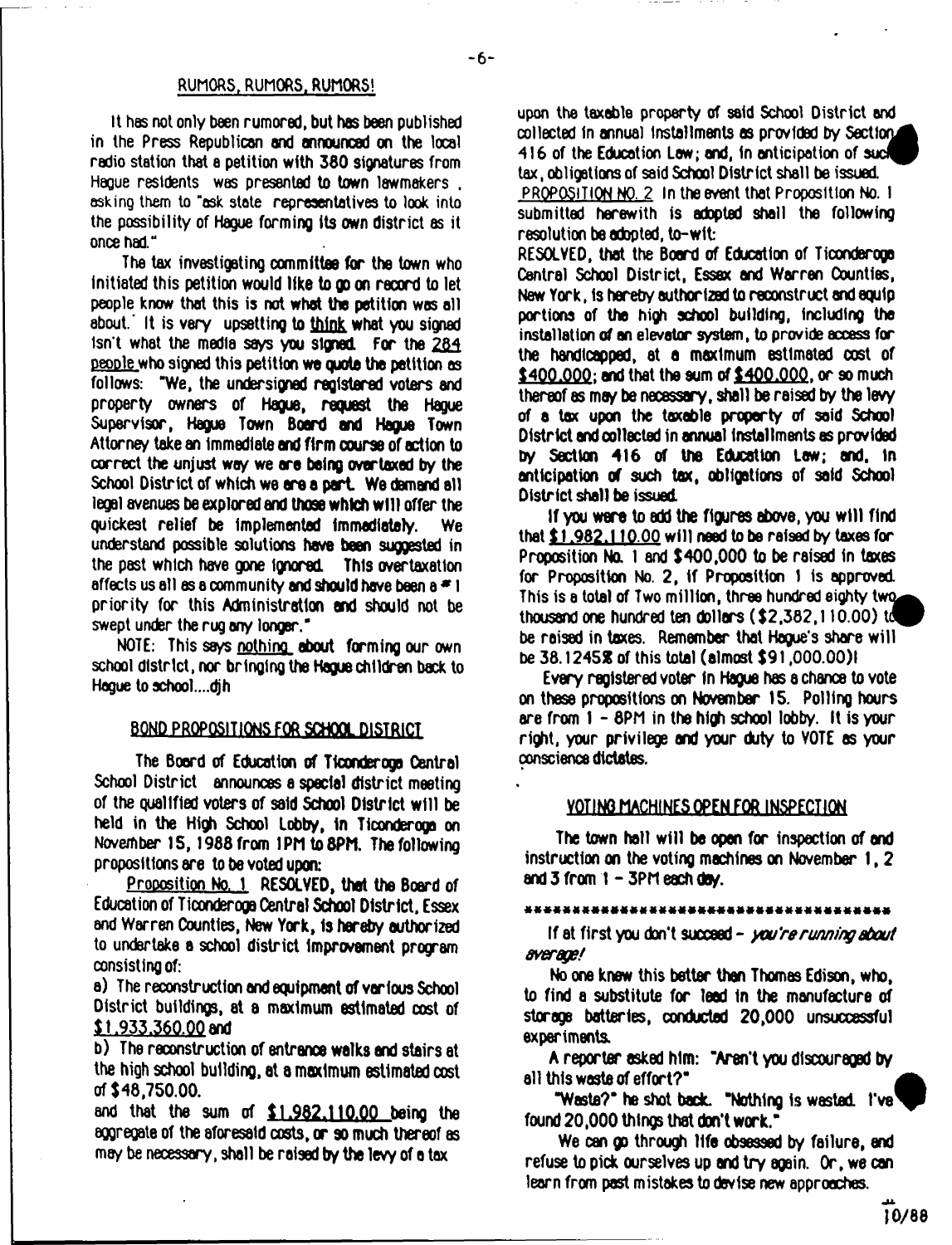## RUMORS, RUMORS, RUMORS!

It has not only been rumored, but has been published in the Press Republican and announced on the local radio station that a petition with 380 signatures from Hague residents was presented to town lawmakers , asking them to "ask state representatives to look into the possibility of Hague forming its own district as it once had."

The tax investigating committee for the town who initiated this petition would like to go on record to let people know that this is not what the petition was all about. It is very upsetting to think what you signed isn't what the media says you signed. For the 284 people who signed this petition we quote the petition as follows: "We, the undersigned registered voters and property owners of Hague, request the Hague Supervisor, Hague Town Board and Hague Town Attorney take an immediate and firm course of action to correct the unjust way we are being overtaxed by the School District of which we are a part. We demand all legal avenues be explored and those which will offer the quickest relief be implemented immediately. We understand possible solutions have been suggested in the past which have gone ignored. This overtaxation affects us all as a community and should have been a # 1 priority for this Administration and should not be swept under the rug any longer."

NOTE: This says nothing about forming our own school district, nor bringing the Hague children back to Hague to school....djh

## BOND PROPOSITIONS FOR SCHOOL DISTRICT

The Board of Education of Ticonderoga Central School District announces a special district meeting of the qualified voters of said School District will be held in the High School Lobby, in Ticonderoga on November 15, 1988 from 1PM to 8PM. The following propositions are to be voted upon:

Proposition No. 1 RESOLVED, that the Board of Education of Ticonderoga Central School District, Essex and Warren Counties, New York, is hereby authorized to undertake a school district improvement program consisting of:

a) The reconstruction and equipment of various School District buildings, at a maximum estimated cost of $1,933,360.00 and

b) The reconstruction of entrance walks and stairs at the high school building, at a maximum estimated cost of $48,750.00.

and that the sum of $1,982,110.00 being the aggregate of the aforesaid costs, or so much thereof as may be necessary, shall be raised by the levy of a tax upon the taxable property of said School District and collected in annual installments as provided by Section 416 of the Education Law; and, in anticipation of such tax, obligations of said School District shall be issued.

PROPOSITION NO. 2 In the event that Proposition No. 1 submitted herewith is adopted shall the following resolution be adopted, to-wit:

RESOLVED, that the Board of Education of Ticonderoga Central School District, Essex and Warren Counties, New York, is hereby authorized to reconstruct and equip portions of the high school building, including the installation of an elevator system, to provide access for the handicapped, at a maximum estimated cost of $400,000; and that the sum of $400,000, or so much thereof as may be necessary, shall be raised by the levy of a tax upon the taxable property of said School District and collected in annual installments as provided by Section 416 of the Education Law; and, in anticipation of such tax, obligations of said School District shall be issued.

If you were to add the figures above, you will find that $1,982,110.00 will need to be raised by taxes for Proposition No. 1 and $400,000 to be raised in taxes for Proposition No. 2, if Proposition 1 is approved. This is a total of Two million, three hundred eighty two thousand one hundred ten dollars ($2,382,110.00) to be raised in taxes. Remember that Hague's share will be 38.1245% of this total (almost $91,000.00)!

Every registered voter in Hague has a chance to vote on these propositions on November 15. Polling hours are from 1 - 8PM in the high school lobby. It is your right, your privilege and your duty to VOTE as your conscience dictates.

## VOTING MACHINES OPEN FOR INSPECTION

The town hall will be open for inspection of and instruction on the voting machines on November 1, 2 and 3 from 1 - 3PM each day.

************************************

If at first you don't succeed - *you're running about average!*

No one knew this better than Thomas Edison, who, to find a substitute for lead in the manufacture of storage batteries, conducted 20,000 unsuccessful experiments.

A reporter asked him: "Aren't you discouraged by all this waste of effort?"

"Waste?" he shot back. "Nothing is wasted. I've found 20,000 things that don't work."

We can go through life obsessed by failure, and refuse to pick ourselves up and try again. Or, we can learn from past mistakes to devise new approaches.

10/88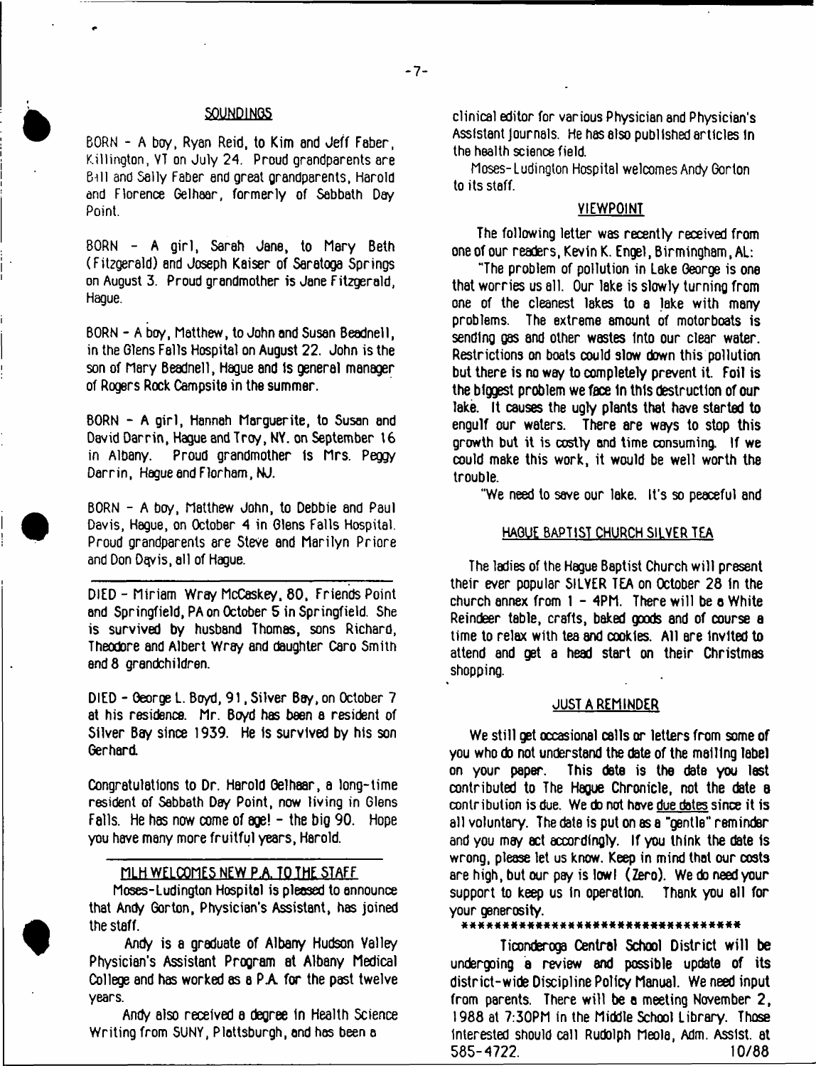## SOUNDINGS

BORN - A boy, Ryan Reid, to Kim and Jeff Faber, Killington, VT on July 24. Proud grandparents are Bill and Sally Faber and great grandparents, Harold and Florence Gelhaar, formerly of Sabbath Day Point.

BORN - A girl, Sarah Jane, to Mary Beth (Fitzgerald) and Joseph Kaiser of Saratoga Springs on August 3. Proud grandmother is Jane Fitzgerald, Hague.

BORN - A boy, Matthew, to John and Susan Beadnell, in the Glens Falls Hospital on August 22. John is the son of Mary Beadnell, Hague and is general manager of Rogers Rock Campsite in the summer.

BORN - A girl, Hannah Marguerite, to Susan and David Darrin, Hague and Troy, NY. on September 16 in Albany. Proud grandmother is Mrs. Peggy Darrin, Hague and Florham, NJ.

BORN - A boy, Matthew John, to Debbie and Paul Davis, Hague, on October 4 in Glens Falls Hospital. Proud grandparents are Steve and Marilyn Priore and Don Davis, all of Hague.

---

DIED - Miriam Wray McCaskey, 80, Friends Point and Springfield, PA on October 5 in Springfield. She is survived by husband Thomas, sons Richard, Theodore and Albert Wray and daughter Caro Smith and 8 grandchildren.

DIED - George L. Boyd, 91, Silver Bay, on October 7 at his residence. Mr. Boyd has been a resident of Silver Bay since 1939. He is survived by his son Gerhard.

Congratulations to Dr. Harold Gelhaar, a long-time resident of Sabbath Day Point, now living in Glens Falls. He has now come of age! - the big 90. Hope you have many more fruitful years, Harold.

---

## MLH WELCOMES NEW P.A. TO THE STAFF

Moses-Ludington Hospital is pleased to announce that Andy Gorton, Physician's Assistant, has joined the staff.

Andy is a graduate of Albany Hudson Valley Physician's Assistant Program at Albany Medical College and has worked as a P.A. for the past twelve years.

Andy also received a degree in Health Science Writing from SUNY, Plattsburgh, and has been a clinical editor for various Physician and Physician's Assistant journals. He has also published articles in the health science field.

Moses-Ludington Hospital welcomes Andy Gorton to its staff.

## VIEWPOINT

The following letter was recently received from one of our readers, Kevin K. Engel, Birmingham, AL:

"The problem of pollution in Lake George is one that worries us all. Our lake is slowly turning from one of the cleanest lakes to a lake with many problems. The extreme amount of motorboats is sending gas and other wastes into our clear water. Restrictions on boats could slow down this pollution but there is no way to completely prevent it. Foil is the biggest problem we face in this destruction of our lake. It causes the ugly plants that have started to engulf our waters. There are ways to stop this growth but it is costly and time consuming. If we could make this work, it would be well worth the trouble.

"We need to save our lake. It's so peaceful and

## HAGUE BAPTIST CHURCH SILVER TEA

The ladies of the Hague Baptist Church will present their ever popular SILVER TEA on October 28 in the church annex from 1 - 4PM. There will be a White Reindeer table, crafts, baked goods and of course a time to relax with tea and cookies. All are invited to attend and get a head start on their Christmas shopping.

## JUST A REMINDER

We still get occasional calls or letters from some of you who do not understand the date of the mailing label on your paper. This date is the date you last contributed to The Hague Chronicle, not the date a contribution is due. We do not have due dates since it is all voluntary. The date is put on as a "gentle" reminder and you may act accordingly. If you think the date is wrong, please let us know. Keep in mind that our costs are high, but our pay is low! (Zero). We do need your support to keep us in operation. Thank you all for your generosity.

*********************************

Ticonderoga Central School District will be undergoing a review and possible update of its district-wide Discipline Policy Manual. We need input from parents. There will be a meeting November 2, 1988 at 7:30PM in the Middle School Library. Those interested should call Rudolph Meola, Adm. Assist. at 585-4722. 10/88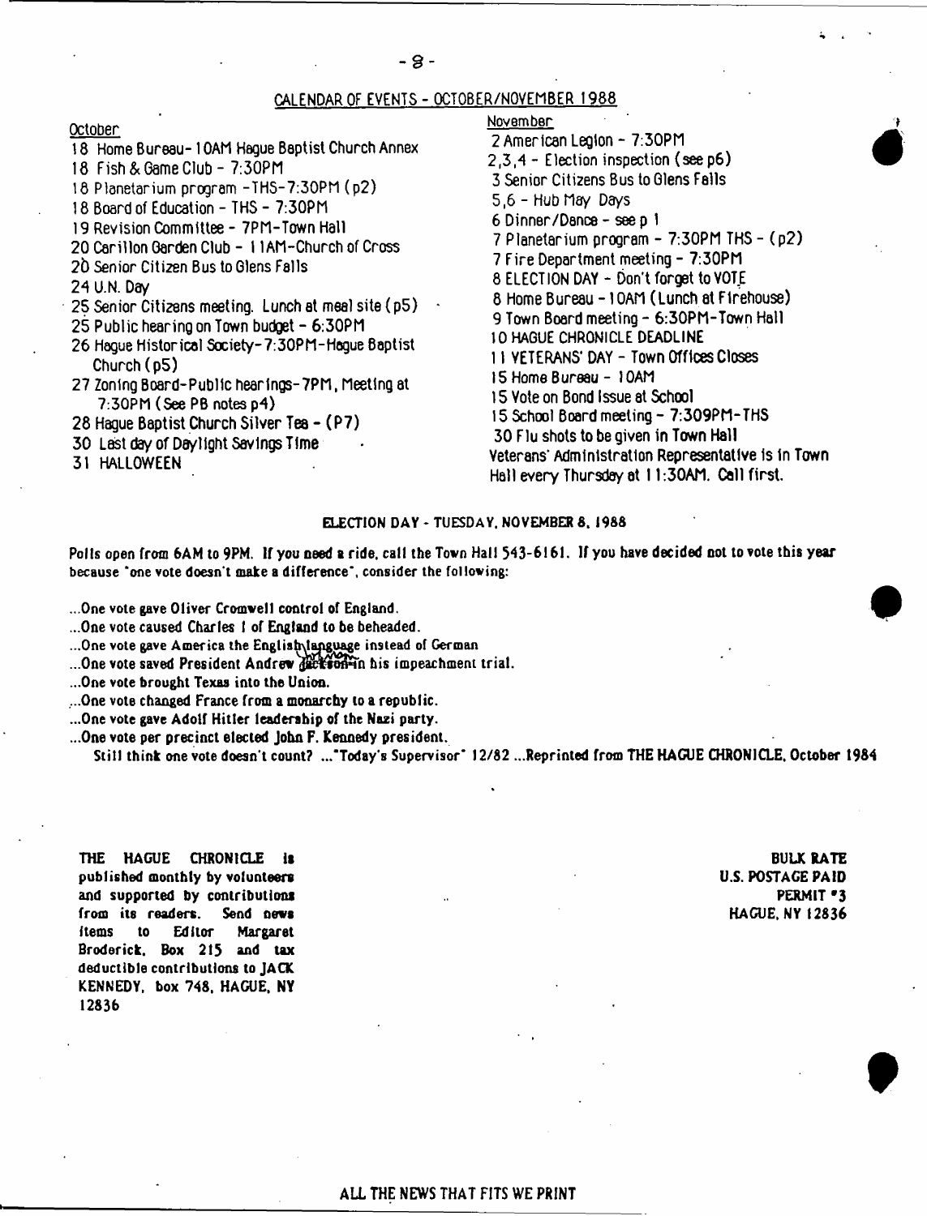## CALENDAR OF EVENTS - OCTOBER/NOVEMBER 1988

October

18 Home Bureau- 10AM Hague Baptist Church Annex
18 Fish & Game Club - 7:30PM
18 Planetarium program -THS-7:30PM (p2)
18 Board of Education - THS - 7:30PM
19 Revision Committee - 7PM-Town Hall
20 Carillon Garden Club - 11AM-Church of Cross
20 Senior Citizen Bus to Glens Falls
24 U.N. Day
25 Senior Citizens meeting. Lunch at meal site (p5)
25 Public hearing on Town budget - 6:30PM
26 Hague Historical Society-7:30PM-Hague Baptist Church (p5)
27 Zoning Board-Public hearings-7PM, Meeting at 7:30PM (See PB notes p4)
28 Hague Baptist Church Silver Tea - (P7)
30 Last day of Daylight Savings Time
31 HALLOWEEN

November

2 American Legion - 7:30PM
2,3,4 - Election inspection (see p6)
3 Senior Citizens Bus to Glens Falls
5,6 - Hub May Days
6 Dinner/Dance - see p 1
7 Planetarium program - 7:30PM THS - (p2)
7 Fire Department meeting - 7:30PM
8 ELECTION DAY - Don't forget to VOTE
8 Home Bureau - 10AM (Lunch at Firehouse)
9 Town Board meeting - 6:30PM-Town Hall
10 HAGUE CHRONICLE DEADLINE
11 VETERANS' DAY - Town Offices Closes
15 Home Bureau - 10AM
15 Vote on Bond Issue at School
15 School Board meeting - 7:309PM-THS
30 Flu shots to be given in Town Hall
Veterans' Administration Representative is in Town Hall every Thursday at 11:30AM. Call first.

**ELECTION DAY - TUESDAY, NOVEMBER 8, 1988**

**Polls open from 6AM to 9PM. If you need a ride, call the Town Hall 543-6161. If you have decided not to vote this year because "one vote doesn't make a difference", consider the following:**

**...One vote gave Oliver Cromwell control of England.**
**...One vote caused Charles I of England to be beheaded.**
**...One vote gave America the English language instead of German**
**...One vote saved President Andrew Johnson in his impeachment trial.**
**...One vote brought Texas into the Union.**
**...One vote changed France from a monarchy to a republic.**
**...One vote gave Adolf Hitler leadership of the Nazi party.**
**...One vote per precinct elected John F. Kennedy president.**

**Still think one vote doesn't count? ..."Today's Supervisor" 12/82 ...Reprinted from THE HAGUE CHRONICLE, October 1984**

**THE HAGUE CHRONICLE is published monthly by volunteers and supported by contributions from its readers. Send news items to Editor Margaret Broderick, Box 215 and tax deductible contributions to JACK KENNEDY, box 748, HAGUE, NY 12836**

**BULK RATE**
**U.S. POSTAGE PAID**
**PERMIT #3**
**HAGUE, NY 12836**

**ALL THE NEWS THAT FITS WE PRINT**